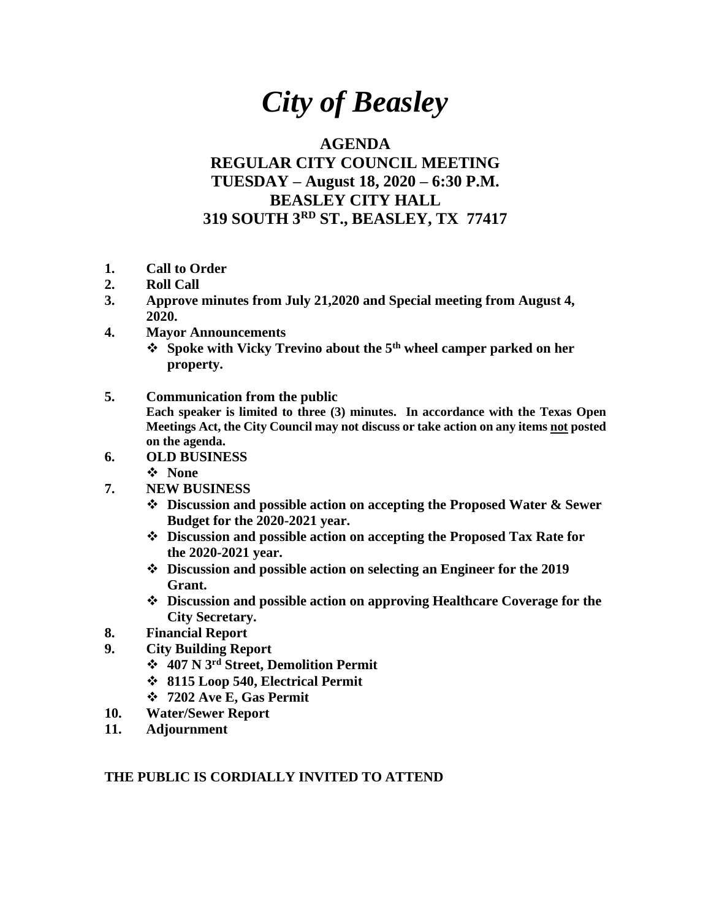# *City of Beasley*

## AGENDA
## REGULAR CITY COUNCIL MEETING
## TUESDAY – August 18, 2020 – 6:30 P.M.
## BEASLEY CITY HALL
## 319 SOUTH 3RD ST., BEASLEY, TX 77417

1. **Call to Order**
2. **Roll Call**
3. **Approve minutes from July 21,2020 and Special meeting from August 4, 2020.**
4. **Mayor Announcements**
   - **Spoke with Vicky Trevino about the 5th wheel camper parked on her property.**
5. **Communication from the public**
   **Each speaker is limited to three (3) minutes. In accordance with the Texas Open Meetings Act, the City Council may not discuss or take action on any items not posted on the agenda.**
6. **OLD BUSINESS**
   - **None**
7. **NEW BUSINESS**
   - **Discussion and possible action on accepting the Proposed Water & Sewer Budget for the 2020-2021 year.**
   - **Discussion and possible action on accepting the Proposed Tax Rate for the 2020-2021 year.**
   - **Discussion and possible action on selecting an Engineer for the 2019 Grant.**
   - **Discussion and possible action on approving Healthcare Coverage for the City Secretary.**
8. **Financial Report**
9. **City Building Report**
   - **407 N 3rd Street, Demolition Permit**
   - **8115 Loop 540, Electrical Permit**
   - **7202 Ave E, Gas Permit**
10. **Water/Sewer Report**
11. **Adjournment**

**THE PUBLIC IS CORDIALLY INVITED TO ATTEND**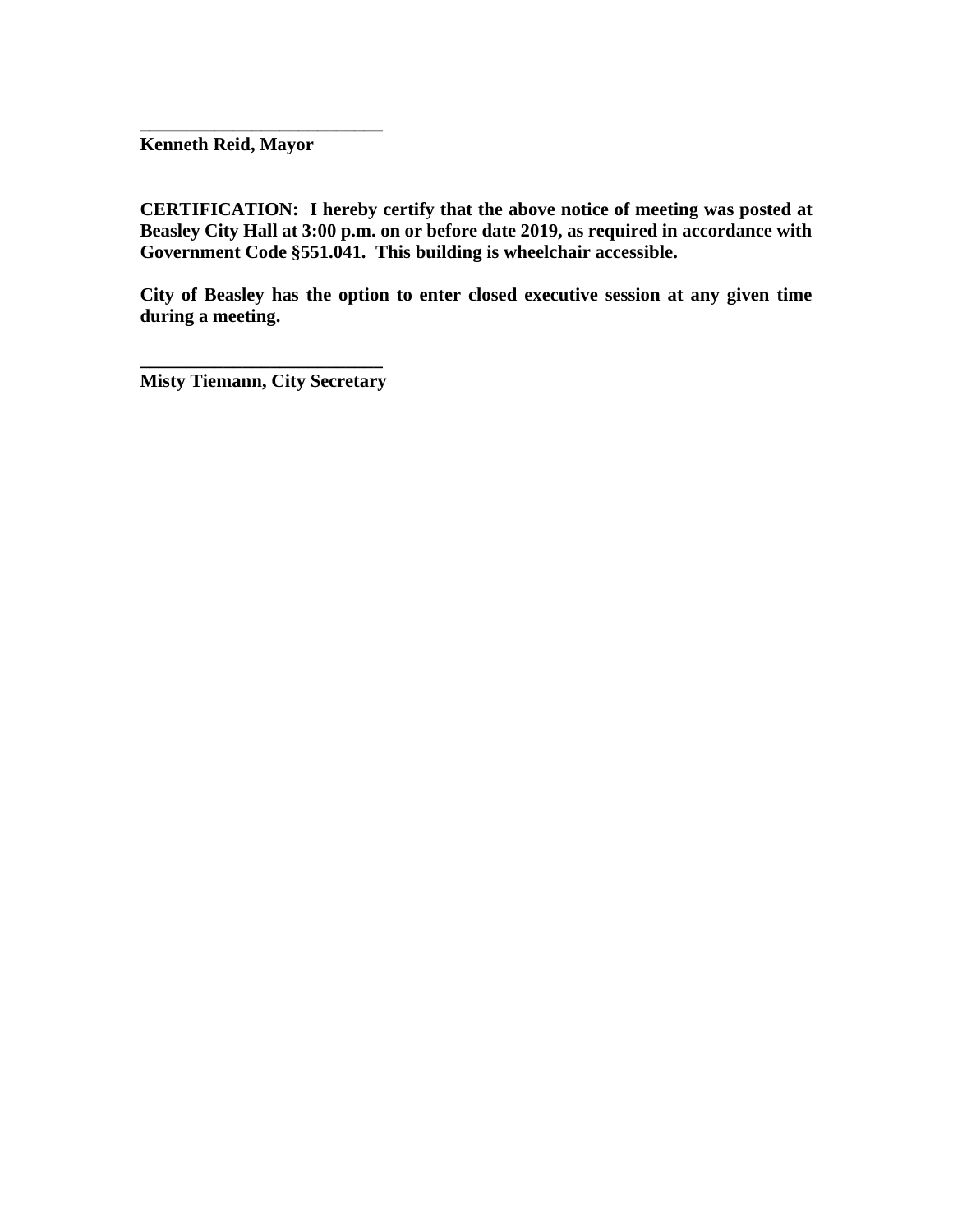\_\_\_\_\_\_\_\_\_\_\_\_\_\_\_\_\_\_\_\_\_\_\_\_\_\_
**Kenneth Reid, Mayor**

**CERTIFICATION: I hereby certify that the above notice of meeting was posted at Beasley City Hall at 3:00 p.m. on or before date 2019, as required in accordance with Government Code §551.041. This building is wheelchair accessible.**

**City of Beasley has the option to enter closed executive session at any given time during a meeting.**

\_\_\_\_\_\_\_\_\_\_\_\_\_\_\_\_\_\_\_\_\_\_\_\_\_\_
**Misty Tiemann, City Secretary**